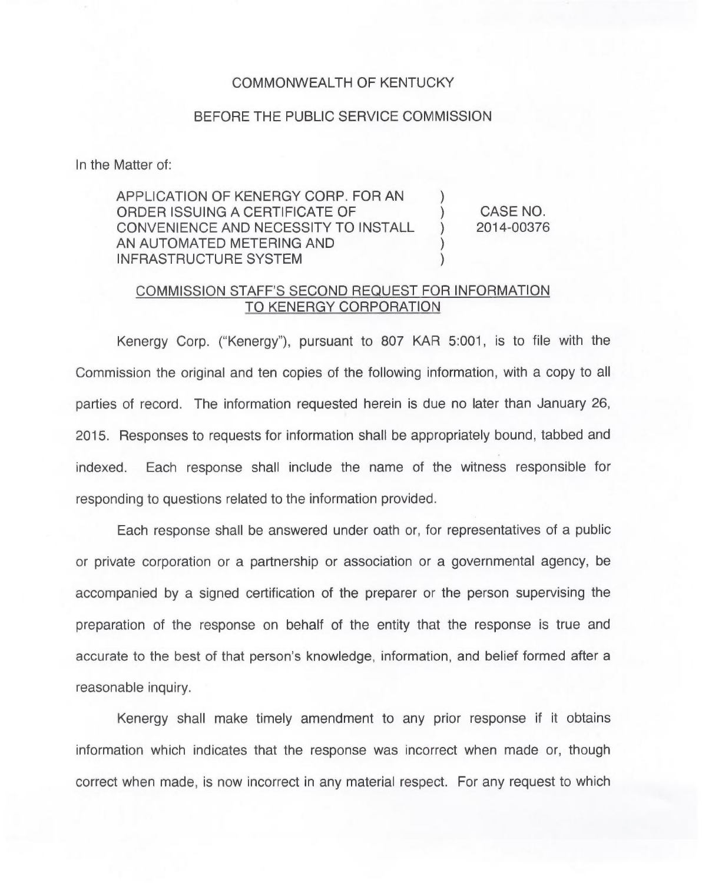COMMONWEALTH OF KENTUCKY

BEFORE THE PUBLIC SERVICE COMMISSION

In the Matter of:

| | | |
|---|---|---|
| APPLICATION OF KENERGY CORP. FOR AN ORDER ISSUING A CERTIFICATE OF CONVENIENCE AND NECESSITY TO INSTALL AN AUTOMATED METERING AND INFRASTRUCTURE SYSTEM | ) ) ) ) ) | CASE NO. 2014-00376 |

COMMISSION STAFF'S SECOND REQUEST FOR INFORMATION TO KENERGY CORPORATION

Kenergy Corp. ("Kenergy"), pursuant to 807 KAR 5:001, is to file with the Commission the original and ten copies of the following information, with a copy to all parties of record. The information requested herein is due no later than January 26, 2015. Responses to requests for information shall be appropriately bound, tabbed and indexed. Each response shall include the name of the witness responsible for responding to questions related to the information provided.

Each response shall be answered under oath or, for representatives of a public or private corporation or a partnership or association or a governmental agency, be accompanied by a signed certification of the preparer or the person supervising the preparation of the response on behalf of the entity that the response is true and accurate to the best of that person's knowledge, information, and belief formed after a reasonable inquiry.

Kenergy shall make timely amendment to any prior response if it obtains information which indicates that the response was incorrect when made or, though correct when made, is now incorrect in any material respect. For any request to which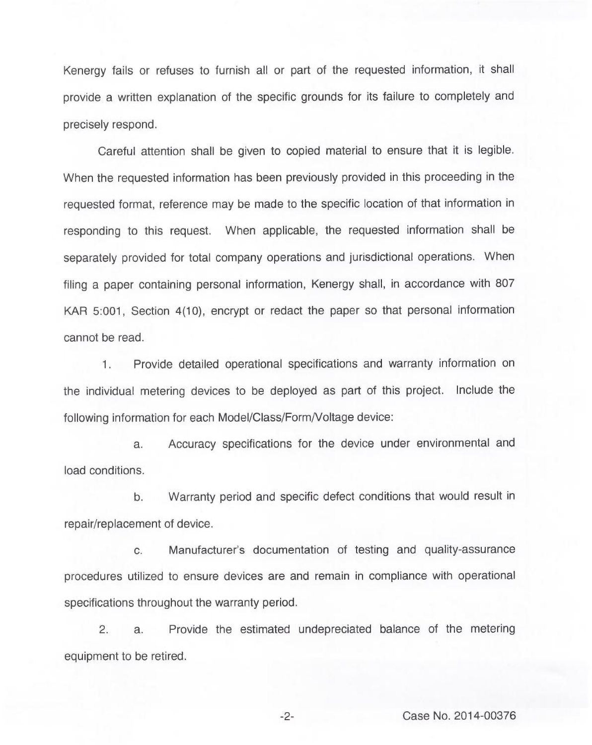Kenergy fails or refuses to furnish all or part of the requested information, it shall provide a written explanation of the specific grounds for its failure to completely and precisely respond.

Careful attention shall be given to copied material to ensure that it is legible. When the requested information has been previously provided in this proceeding in the requested format, reference may be made to the specific location of that information in responding to this request. When applicable, the requested information shall be separately provided for total company operations and jurisdictional operations. When filing a paper containing personal information, Kenergy shall, in accordance with 807 KAR 5:001, Section 4(10), encrypt or redact the paper so that personal information cannot be read.

1. Provide detailed operational specifications and warranty information on the individual metering devices to be deployed as part of this project. Include the following information for each Model/Class/Form/Voltage device:

   a. Accuracy specifications for the device under environmental and load conditions.

   b. Warranty period and specific defect conditions that would result in repair/replacement of device.

   c. Manufacturer's documentation of testing and quality-assurance procedures utilized to ensure devices are and remain in compliance with operational specifications throughout the warranty period.

2. a. Provide the estimated undepreciated balance of the metering equipment to be retired.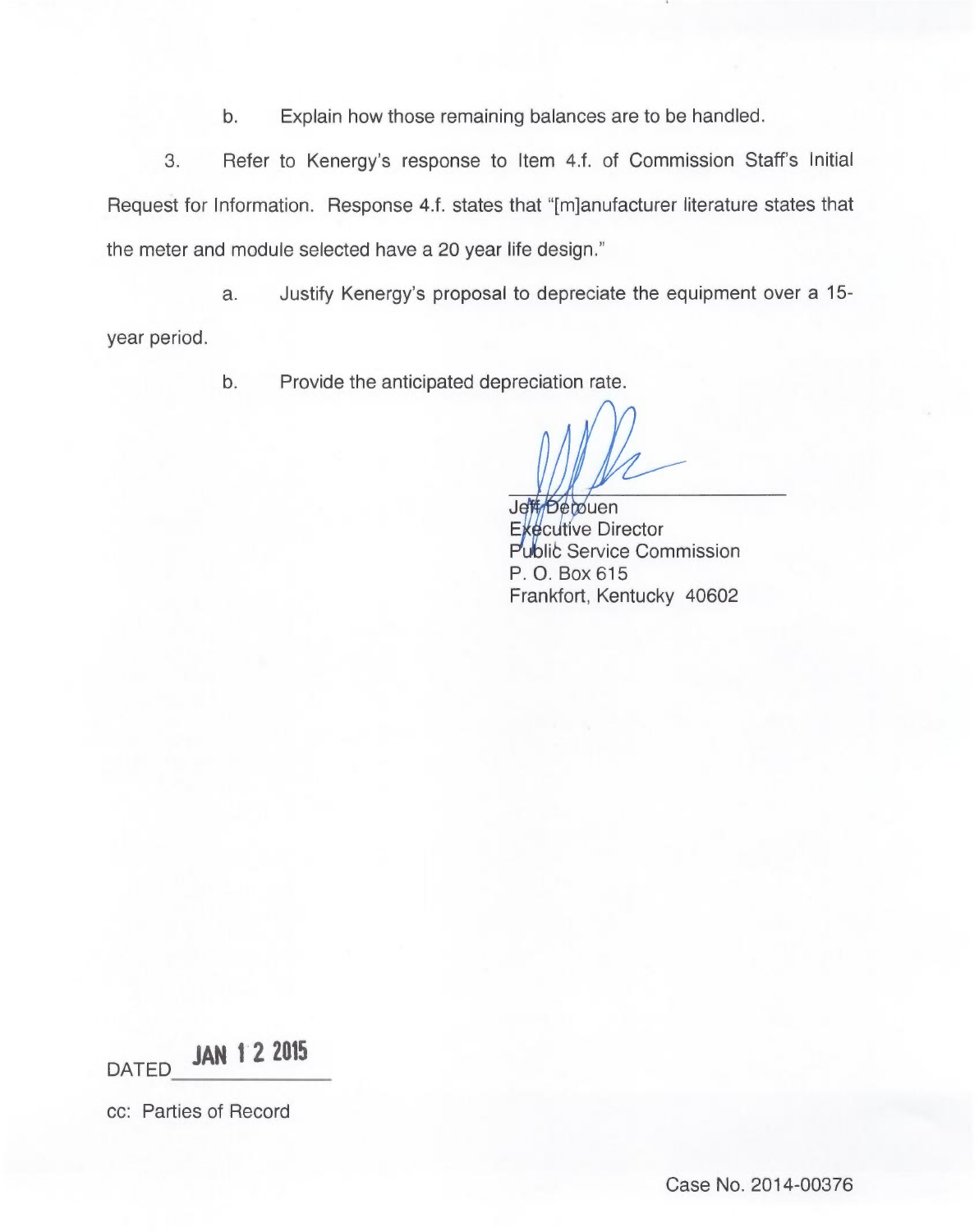b. Explain how those remaining balances are to be handled.

3. Refer to Kenergy's response to Item 4.f. of Commission Staff's Initial Request for Information. Response 4.f. states that "[m]anufacturer literature states that the meter and module selected have a 20 year life design."

a. Justify Kenergy's proposal to depreciate the equipment over a 15-year period.

b. Provide the anticipated depreciation rate.

Jeff Derouen
Executive Director
Public Service Commission
P. O. Box 615
Frankfort, Kentucky 40602

DATED JAN 12 2015

cc: Parties of Record

Case No. 2014-00376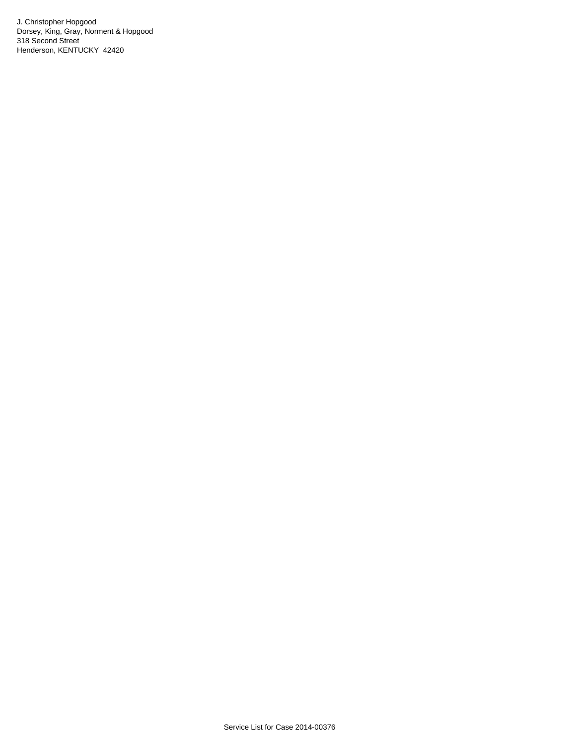J. Christopher Hopgood
Dorsey, King, Gray, Norment & Hopgood
318 Second Street
Henderson, KENTUCKY  42420